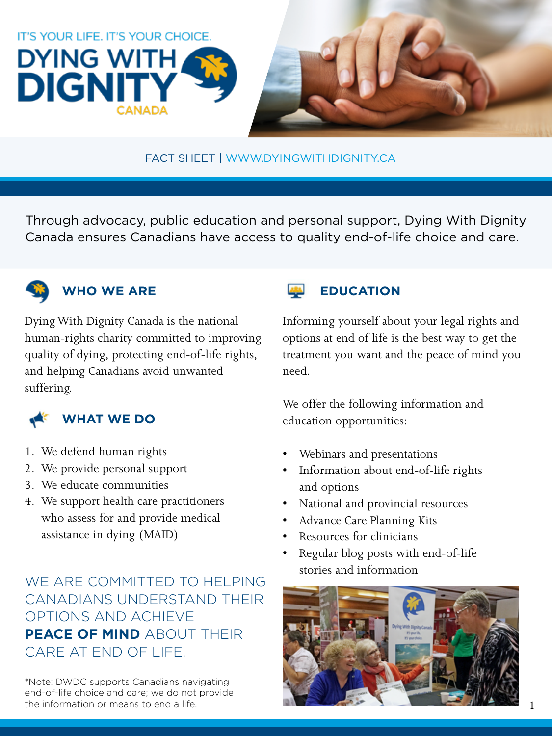IT'S YOUR LIFE. IT'S YOUR CHOICE.

# DYING WITH DIGNITY CANADA

FACT SHEET | WWW.DYINGWITHDIGNITY.CA

Through advocacy, public education and personal support, Dying With Dignity Canada ensures Canadians have access to quality end-of-life choice and care.

## WHO WE ARE

Dying With Dignity Canada is the national human-rights charity committed to improving quality of dying, protecting end-of-life rights, and helping Canadians avoid unwanted suffering.

## WHAT WE DO

1. We defend human rights
2. We provide personal support
3. We educate communities
4. We support health care practitioners who assess for and provide medical assistance in dying (MAID)

WE ARE COMMITTED TO HELPING CANADIANS UNDERSTAND THEIR OPTIONS AND ACHIEVE **PEACE OF MIND** ABOUT THEIR CARE AT END OF LIFE.

*Note: DWDC supports Canadians navigating end-of-life choice and care; we do not provide the information or means to end a life.

## EDUCATION

Informing yourself about your legal rights and options at end of life is the best way to get the treatment you want and the peace of mind you need.

We offer the following information and education opportunities:

- Webinars and presentations
- Information about end-of-life rights and options
- National and provincial resources
- Advance Care Planning Kits
- Resources for clinicians
- Regular blog posts with end-of-life stories and information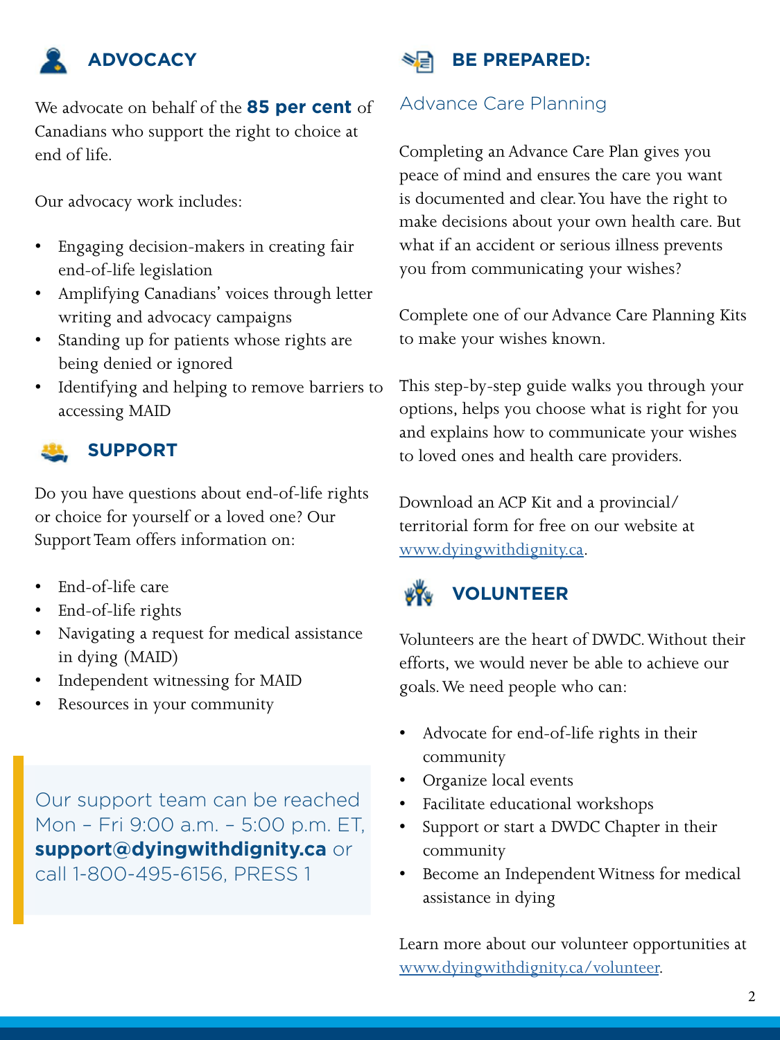## ADVOCACY

We advocate on behalf of the **85 per cent** of Canadians who support the right to choice at end of life.

Our advocacy work includes:

- Engaging decision-makers in creating fair end-of-life legislation
- Amplifying Canadians' voices through letter writing and advocacy campaigns
- Standing up for patients whose rights are being denied or ignored
- Identifying and helping to remove barriers to accessing MAID

## SUPPORT

Do you have questions about end-of-life rights or choice for yourself or a loved one? Our Support Team offers information on:

- End-of-life care
- End-of-life rights
- Navigating a request for medical assistance in dying (MAID)
- Independent witnessing for MAID
- Resources in your community

Our support team can be reached Mon – Fri 9:00 a.m. – 5:00 p.m. ET, **support@dyingwithdignity.ca** or call 1-800-495-6156, PRESS 1

## BE PREPARED:

### Advance Care Planning

Completing an Advance Care Plan gives you peace of mind and ensures the care you want is documented and clear. You have the right to make decisions about your own health care. But what if an accident or serious illness prevents you from communicating your wishes?

Complete one of our Advance Care Planning Kits to make your wishes known.

This step-by-step guide walks you through your options, helps you choose what is right for you and explains how to communicate your wishes to loved ones and health care providers.

Download an ACP Kit and a provincial/territorial form for free on our website at www.dyingwithdignity.ca.

## VOLUNTEER

Volunteers are the heart of DWDC. Without their efforts, we would never be able to achieve our goals. We need people who can:

- Advocate for end-of-life rights in their community
- Organize local events
- Facilitate educational workshops
- Support or start a DWDC Chapter in their community
- Become an Independent Witness for medical assistance in dying

Learn more about our volunteer opportunities at www.dyingwithdignity.ca/volunteer.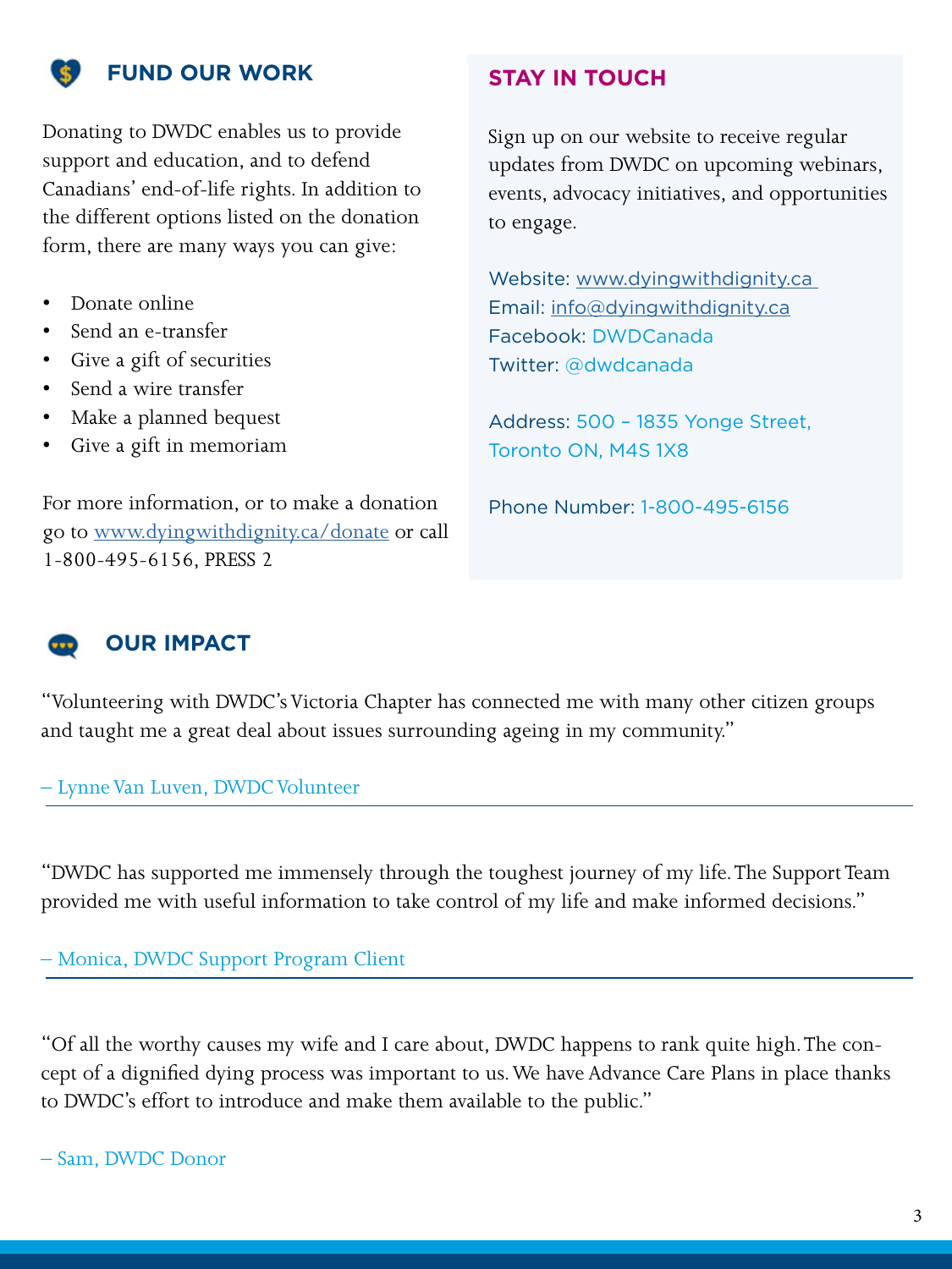## FUND OUR WORK

Donating to DWDC enables us to provide support and education, and to defend Canadians' end-of-life rights. In addition to the different options listed on the donation form, there are many ways you can give:

- Donate online
- Send an e-transfer
- Give a gift of securities
- Send a wire transfer
- Make a planned bequest
- Give a gift in memoriam

For more information, or to make a donation go to www.dyingwithdignity.ca/donate or call 1-800-495-6156, PRESS 2

## STAY IN TOUCH

Sign up on our website to receive regular updates from DWDC on upcoming webinars, events, advocacy initiatives, and opportunities to engage.

Website: www.dyingwithdignity.ca
Email: info@dyingwithdignity.ca
Facebook: DWDCanada
Twitter: @dwdcanada

Address: 500 – 1835 Yonge Street, Toronto ON, M4S 1X8

Phone Number: 1-800-495-6156

## OUR IMPACT

"Volunteering with DWDC's Victoria Chapter has connected me with many other citizen groups and taught me a great deal about issues surrounding ageing in my community."

– Lynne Van Luven, DWDC Volunteer

"DWDC has supported me immensely through the toughest journey of my life. The Support Team provided me with useful information to take control of my life and make informed decisions."

– Monica, DWDC Support Program Client

"Of all the worthy causes my wife and I care about, DWDC happens to rank quite high. The concept of a dignified dying process was important to us. We have Advance Care Plans in place thanks to DWDC's effort to introduce and make them available to the public."

– Sam, DWDC Donor